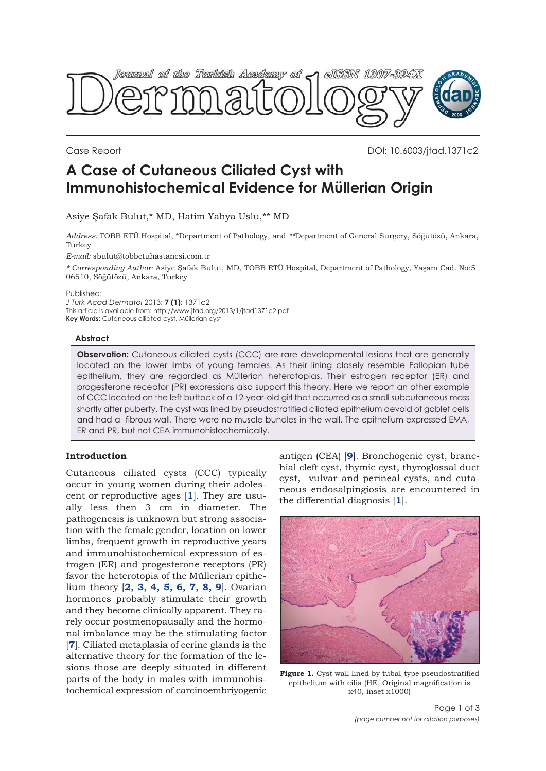Case Report

DOI: 10.6003/jtad.1371c2

# A Case of Cutaneous Ciliated Cyst with Immunohistochemical Evidence for Müllerian Origin

Asiye Şafak Bulut,* MD, Hatim Yahya Uslu,** MD

*Address:* TOBB ETÜ Hospital, *Department of Pathology, and **Department of General Surgery, Söğütözü, Ankara, Turkey

*E-mail:* sbulut@tobbetuhastanesi.com.tr

*\* Corresponding Author:* Asiye Şafak Bulut, MD, TOBB ETÜ Hospital, Department of Pathology, Yaşam Cad. No:5 06510, Söğütözü, Ankara, Turkey

Published:
*J Turk Acad Dermatol* 2013; **7 (1)**: 1371c2
This article is available from: http://www.jtad.org/2013/1/jtad1371c2.pdf
**Key Words:** Cutaneous ciliated cyst, Müllerian cyst

### Abstract

**Observation:** Cutaneous ciliated cysts (CCC) are rare developmental lesions that are generally located on the lower limbs of young females. As their lining closely resemble Fallopian tube epithelium, they are regarded as Müllerian heterotopias. Their estrogen receptor (ER) and progesterone receptor (PR) expressions also support this theory. Here we report an other example of CCC located on the left buttock of a 12-year-old girl that occurred as a small subcutaneous mass shortly after puberty. The cyst was lined by pseudostratified ciliated epithelium devoid of goblet cells and had a fibrous wall. There were no muscle bundles in the wall. The epithelium expressed EMA, ER and PR, but not CEA immunohistochemically.

## Introduction

Cutaneous ciliated cysts (CCC) typically occur in young women during their adolescent or reproductive ages [1]. They are usually less then 3 cm in diameter. The pathogenesis is unknown but strong association with the female gender, location on lower limbs, frequent growth in reproductive years and immunohistochemical expression of estrogen (ER) and progesterone receptors (PR) favor the heterotopia of the Müllerian epithelium theory [2, 3, 4, 5, 6, 7, 8, 9]. Ovarian hormones probably stimulate their growth and they become clinically apparent. They rarely occur postmenopausally and the hormonal imbalance may be the stimulating factor [7]. Ciliated metaplasia of ecrine glands is the alternative theory for the formation of the lesions those are deeply situated in different parts of the body in males with immunohistochemical expression of carcinoembriyogenic antigen (CEA) [9]. Bronchogenic cyst, branchial cleft cyst, thymic cyst, thyroglossal duct cyst, vulvar and perineal cysts, and cutaneous endosalpingiosis are encountered in the differential diagnosis [1].

**Figure 1.** Cyst wall lined by tubal-type pseudostratified epithelium with cilia (HE, Original magnification is x40, inset x1000)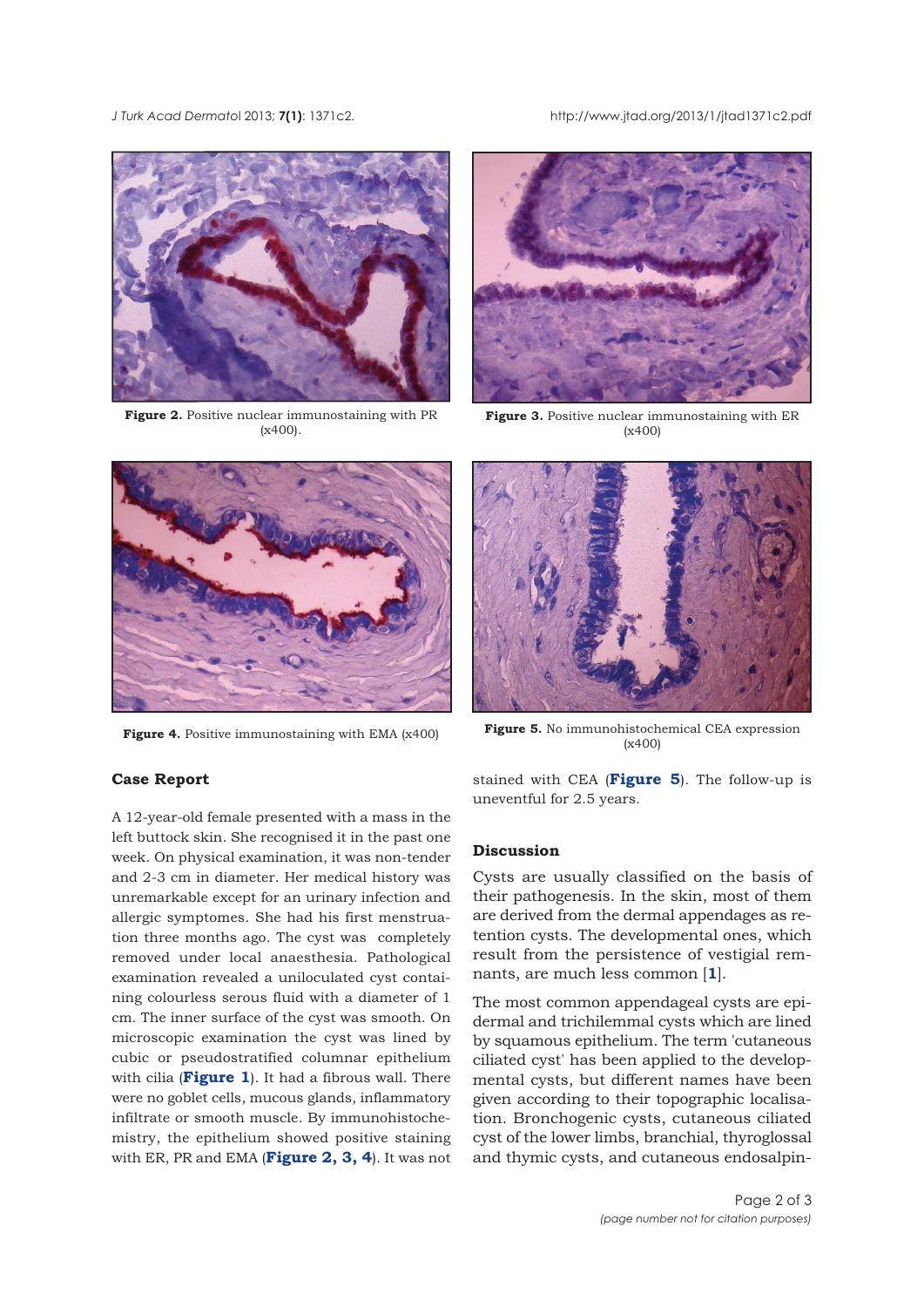Figure 2. Positive nuclear immunostaining with PR (x400).

Figure 3. Positive nuclear immunostaining with ER (x400)

Figure 4. Positive immunostaining with EMA (x400)

Figure 5. No immunohistochemical CEA expression (x400)

## Case Report

A 12-year-old female presented with a mass in the left buttock skin. She recognised it in the past one week. On physical examination, it was non-tender and 2-3 cm in diameter. Her medical history was unremarkable except for an urinary infection and allergic symptomes. She had his first menstruation three months ago. The cyst was completely removed under local anaesthesia. Pathological examination revealed a uniloculated cyst containing colourless serous fluid with a diameter of 1 cm. The inner surface of the cyst was smooth. On microscopic examination the cyst was lined by cubic or pseudostratified columnar epithelium with cilia (**Figure 1**). It had a fibrous wall. There were no goblet cells, mucous glands, inflammatory infiltrate or smooth muscle. By immunohistochemistry, the epithelium showed positive staining with ER, PR and EMA (**Figure 2, 3, 4**). It was not stained with CEA (**Figure 5**). The follow-up is uneventful for 2.5 years.

## Discussion

Cysts are usually classified on the basis of their pathogenesis. In the skin, most of them are derived from the dermal appendages as retention cysts. The developmental ones, which result from the persistence of vestigial remnants, are much less common [**1**].

The most common appendageal cysts are epidermal and trichilemmal cysts which are lined by squamous epithelium. The term 'cutaneous ciliated cyst' has been applied to the developmental cysts, but different names have been given according to their topographic localisation. Bronchogenic cysts, cutaneous ciliated cyst of the lower limbs, branchial, thyroglossal and thymic cysts, and cutaneous endosalpin-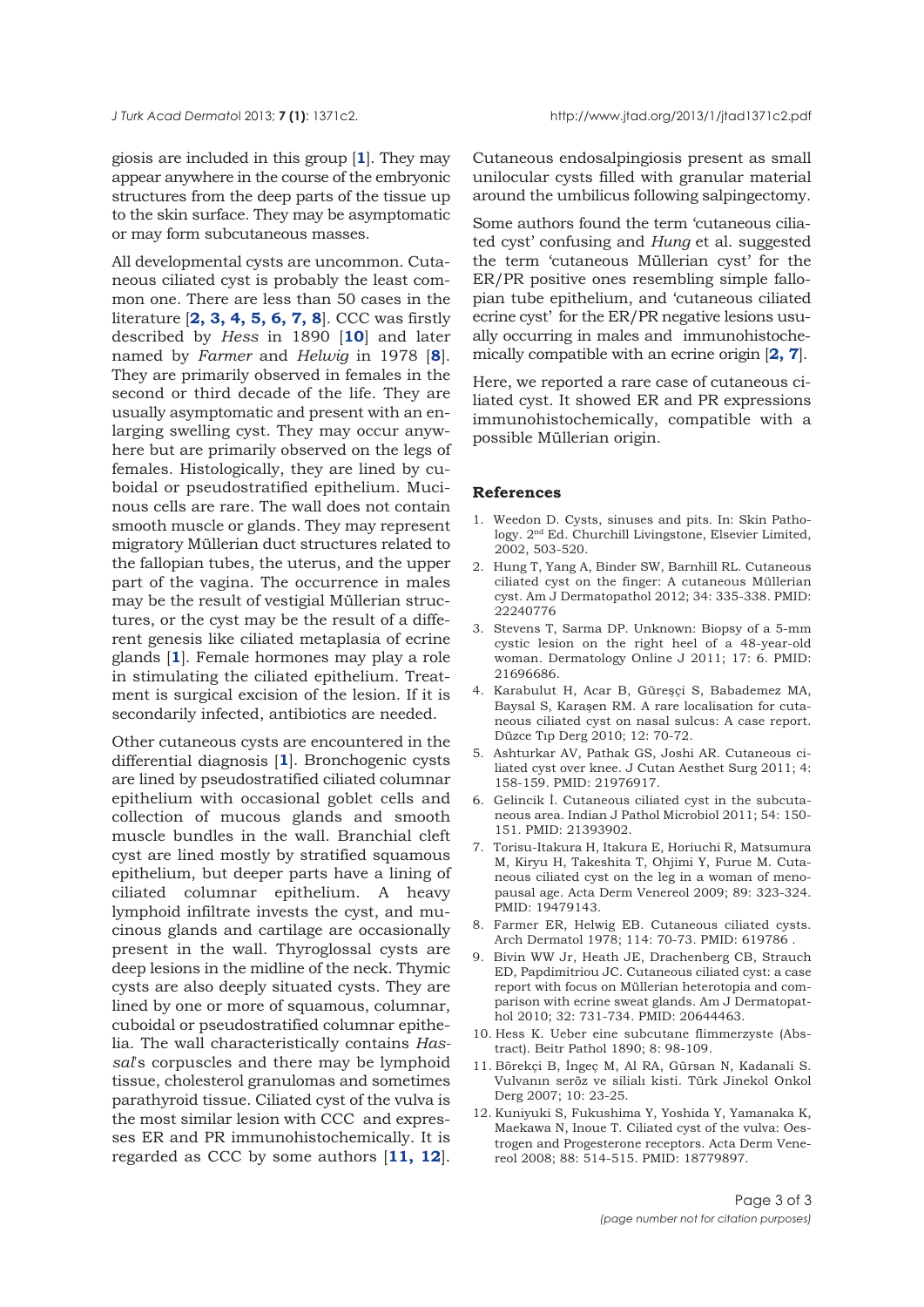giosis are included in this group [**1**]. They may appear anywhere in the course of the embryonic structures from the deep parts of the tissue up to the skin surface. They may be asymptomatic or may form subcutaneous masses.

All developmental cysts are uncommon. Cutaneous ciliated cyst is probably the least common one. There are less than 50 cases in the literature [**2, 3, 4, 5, 6, 7, 8**]. CCC was firstly described by *Hess* in 1890 [**10**] and later named by *Farmer* and *Helwig* in 1978 [**8**]. They are primarily observed in females in the second or third decade of the life. They are usually asymptomatic and present with an enlarging swelling cyst. They may occur anywhere but are primarily observed on the legs of females. Histologically, they are lined by cuboidal or pseudostratified epithelium. Mucinous cells are rare. The wall does not contain smooth muscle or glands. They may represent migratory Müllerian duct structures related to the fallopian tubes, the uterus, and the upper part of the vagina. The occurrence in males may be the result of vestigial Müllerian structures, or the cyst may be the result of a different genesis like ciliated metaplasia of ecrine glands [**1**]. Female hormones may play a role in stimulating the ciliated epithelium. Treatment is surgical excision of the lesion. If it is secondarily infected, antibiotics are needed.

Other cutaneous cysts are encountered in the differential diagnosis [**1**]. Bronchogenic cysts are lined by pseudostratified ciliated columnar epithelium with occasional goblet cells and collection of mucous glands and smooth muscle bundles in the wall. Branchial cleft cyst are lined mostly by stratified squamous epithelium, but deeper parts have a lining of ciliated columnar epithelium. A heavy lymphoid infiltrate invests the cyst, and mucinous glands and cartilage are occasionally present in the wall. Thyroglossal cysts are deep lesions in the midline of the neck. Thymic cysts are also deeply situated cysts. They are lined by one or more of squamous, columnar, cuboidal or pseudostratified columnar epithelia. The wall characteristically contains *Hassal*'s corpuscles and there may be lymphoid tissue, cholesterol granulomas and sometimes parathyroid tissue. Ciliated cyst of the vulva is the most similar lesion with CCC and expresses ER and PR immunohistochemically. It is regarded as CCC by some authors [**11, 12**]. Cutaneous endosalpingiosis present as small unilocular cysts filled with granular material around the umbilicus following salpingectomy.

Some authors found the term 'cutaneous ciliated cyst' confusing and *Hung* et al. suggested the term 'cutaneous Müllerian cyst' for the ER/PR positive ones resembling simple fallopian tube epithelium, and 'cutaneous ciliated ecrine cyst' for the ER/PR negative lesions usually occurring in males and immunohistochemically compatible with an ecrine origin [**2, 7**].

Here, we reported a rare case of cutaneous ciliated cyst. It showed ER and PR expressions immunohistochemically, compatible with a possible Müllerian origin.

## References

1. Weedon D. Cysts, sinuses and pits. In: Skin Pathology. 2nd Ed. Churchill Livingstone, Elsevier Limited, 2002, 503-520.
2. Hung T, Yang A, Binder SW, Barnhill RL. Cutaneous ciliated cyst on the finger: A cutaneous Müllerian cyst. Am J Dermatopathol 2012; 34: 335-338. PMID: 22240776
3. Stevens T, Sarma DP. Unknown: Biopsy of a 5-mm cystic lesion on the right heel of a 48-year-old woman. Dermatology Online J 2011; 17: 6. PMID: 21696686.
4. Karabulut H, Acar B, Güreşçi S, Babademez MA, Baysal S, Karaşen RM. A rare localisation for cutaneous ciliated cyst on nasal sulcus: A case report. Düzce Tıp Derg 2010; 12: 70-72.
5. Ashturkar AV, Pathak GS, Joshi AR. Cutaneous ciliated cyst over knee. J Cutan Aesthet Surg 2011; 4: 158-159. PMID: 21976917.
6. Gelincik İ. Cutaneous ciliated cyst in the subcutaneous area. Indian J Pathol Microbiol 2011; 54: 150-151. PMID: 21393902.
7. Torisu-Itakura H, Itakura E, Horiuchi R, Matsumura M, Kiryu H, Takeshita T, Ohjimi Y, Furue M. Cutaneous ciliated cyst on the leg in a woman of menopausal age. Acta Derm Venereol 2009; 89: 323-324. PMID: 19479143.
8. Farmer ER, Helwig EB. Cutaneous ciliated cysts. Arch Dermatol 1978; 114: 70-73. PMID: 619786 .
9. Bivin WW Jr, Heath JE, Drachenberg CB, Strauch ED, Papdimitriou JC. Cutaneous ciliated cyst: a case report with focus on Müllerian heterotopia and comparison with ecrine sweat glands. Am J Dermatopathol 2010; 32: 731-734. PMID: 20644463.
10. Hess K. Ueber eine subcutane flimmerzyste (Abstract). Beitr Pathol 1890; 8: 98-109.
11. Börekçi B, İngeç M, Al RA, Gürsan N, Kadanali S. Vulvanın seröz ve silialı kisti. Türk Jinekol Onkol Derg 2007; 10: 23-25.
12. Kuniyuki S, Fukushima Y, Yoshida Y, Yamanaka K, Maekawa N, Inoue T. Ciliated cyst of the vulva: Oestrogen and Progesterone receptors. Acta Derm Venereol 2008; 88: 514-515. PMID: 18779897.